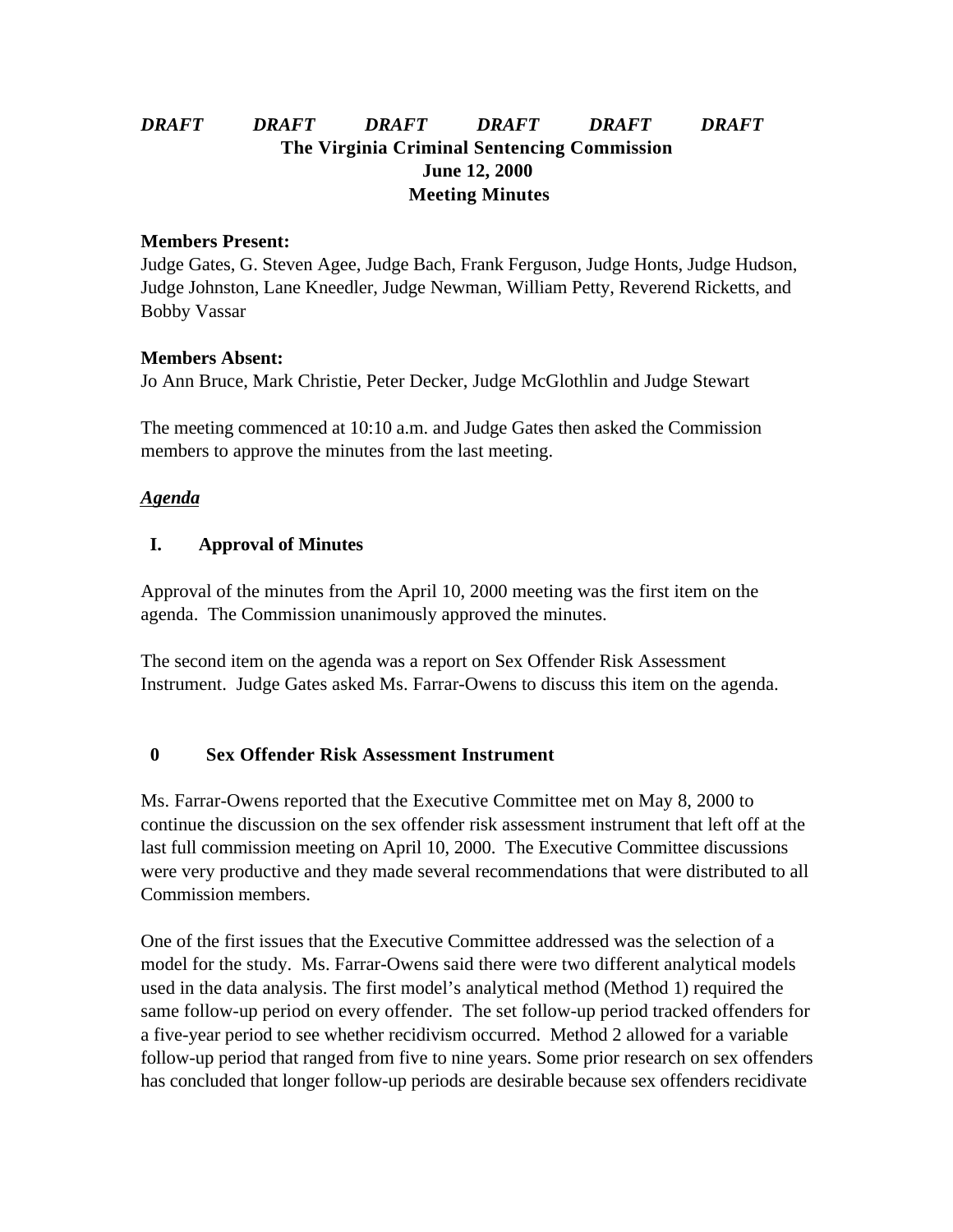***DRAFT DRAFT DRAFT DRAFT DRAFT DRAFT***

**The Virginia Criminal Sentencing Commission**
**June 12, 2000**
**Meeting Minutes**

**Members Present:**
Judge Gates, G. Steven Agee, Judge Bach, Frank Ferguson, Judge Honts, Judge Hudson, Judge Johnston, Lane Kneedler, Judge Newman, William Petty, Reverend Ricketts, and Bobby Vassar

**Members Absent:**
Jo Ann Bruce, Mark Christie, Peter Decker, Judge McGlothlin and Judge Stewart

The meeting commenced at 10:10 a.m. and Judge Gates then asked the Commission members to approve the minutes from the last meeting.

***Agenda***

## I. Approval of Minutes

Approval of the minutes from the April 10, 2000 meeting was the first item on the agenda. The Commission unanimously approved the minutes.

The second item on the agenda was a report on Sex Offender Risk Assessment Instrument. Judge Gates asked Ms. Farrar-Owens to discuss this item on the agenda.

## 0 Sex Offender Risk Assessment Instrument

Ms. Farrar-Owens reported that the Executive Committee met on May 8, 2000 to continue the discussion on the sex offender risk assessment instrument that left off at the last full commission meeting on April 10, 2000. The Executive Committee discussions were very productive and they made several recommendations that were distributed to all Commission members.

One of the first issues that the Executive Committee addressed was the selection of a model for the study. Ms. Farrar-Owens said there were two different analytical models used in the data analysis. The first model's analytical method (Method 1) required the same follow-up period on every offender. The set follow-up period tracked offenders for a five-year period to see whether recidivism occurred. Method 2 allowed for a variable follow-up period that ranged from five to nine years. Some prior research on sex offenders has concluded that longer follow-up periods are desirable because sex offenders recidivate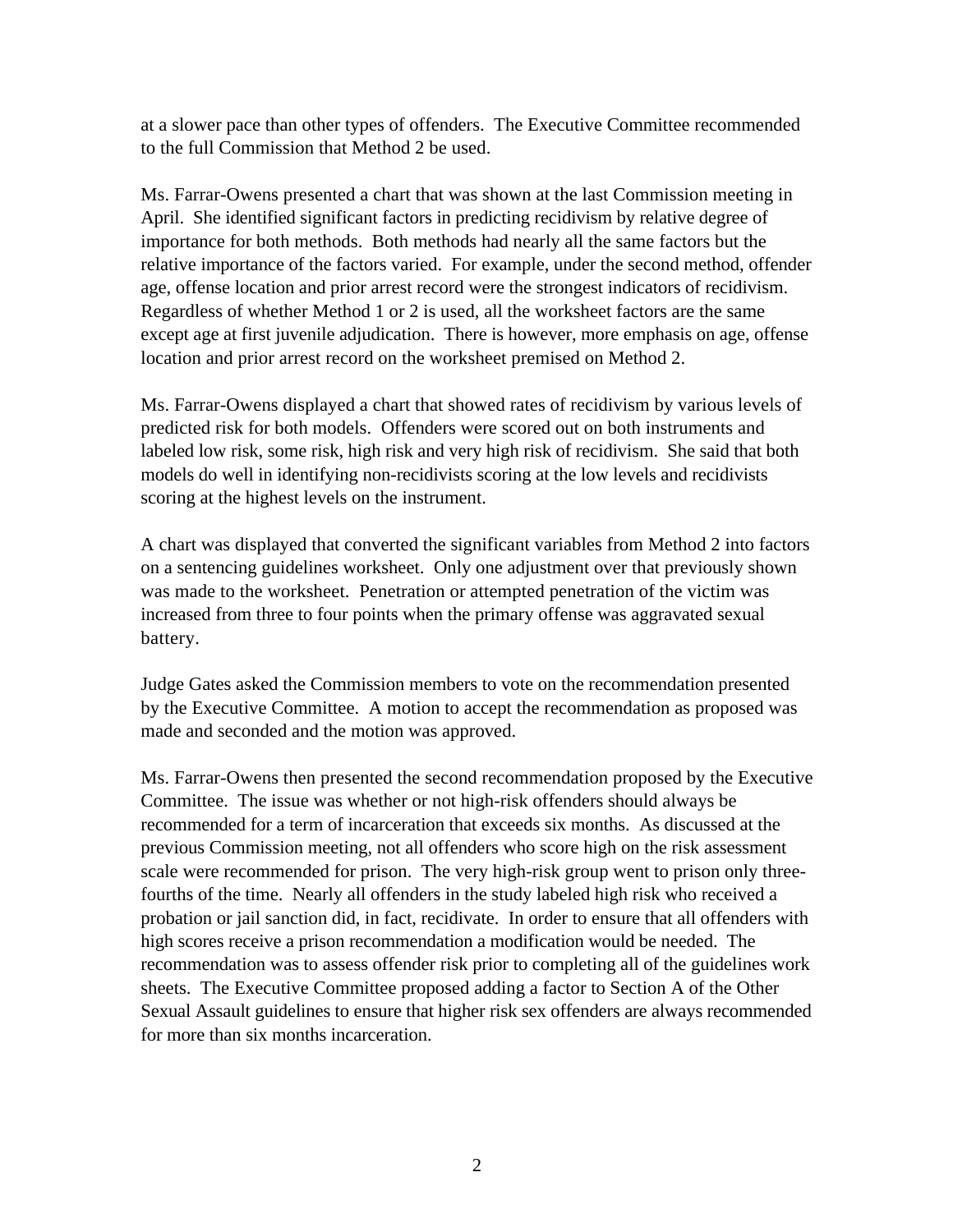at a slower pace than other types of offenders. The Executive Committee recommended to the full Commission that Method 2 be used.

Ms. Farrar-Owens presented a chart that was shown at the last Commission meeting in April. She identified significant factors in predicting recidivism by relative degree of importance for both methods. Both methods had nearly all the same factors but the relative importance of the factors varied. For example, under the second method, offender age, offense location and prior arrest record were the strongest indicators of recidivism. Regardless of whether Method 1 or 2 is used, all the worksheet factors are the same except age at first juvenile adjudication. There is however, more emphasis on age, offense location and prior arrest record on the worksheet premised on Method 2.

Ms. Farrar-Owens displayed a chart that showed rates of recidivism by various levels of predicted risk for both models. Offenders were scored out on both instruments and labeled low risk, some risk, high risk and very high risk of recidivism. She said that both models do well in identifying non-recidivists scoring at the low levels and recidivists scoring at the highest levels on the instrument.

A chart was displayed that converted the significant variables from Method 2 into factors on a sentencing guidelines worksheet. Only one adjustment over that previously shown was made to the worksheet. Penetration or attempted penetration of the victim was increased from three to four points when the primary offense was aggravated sexual battery.

Judge Gates asked the Commission members to vote on the recommendation presented by the Executive Committee. A motion to accept the recommendation as proposed was made and seconded and the motion was approved.

Ms. Farrar-Owens then presented the second recommendation proposed by the Executive Committee. The issue was whether or not high-risk offenders should always be recommended for a term of incarceration that exceeds six months. As discussed at the previous Commission meeting, not all offenders who score high on the risk assessment scale were recommended for prison. The very high-risk group went to prison only three-fourths of the time. Nearly all offenders in the study labeled high risk who received a probation or jail sanction did, in fact, recidivate. In order to ensure that all offenders with high scores receive a prison recommendation a modification would be needed. The recommendation was to assess offender risk prior to completing all of the guidelines work sheets. The Executive Committee proposed adding a factor to Section A of the Other Sexual Assault guidelines to ensure that higher risk sex offenders are always recommended for more than six months incarceration.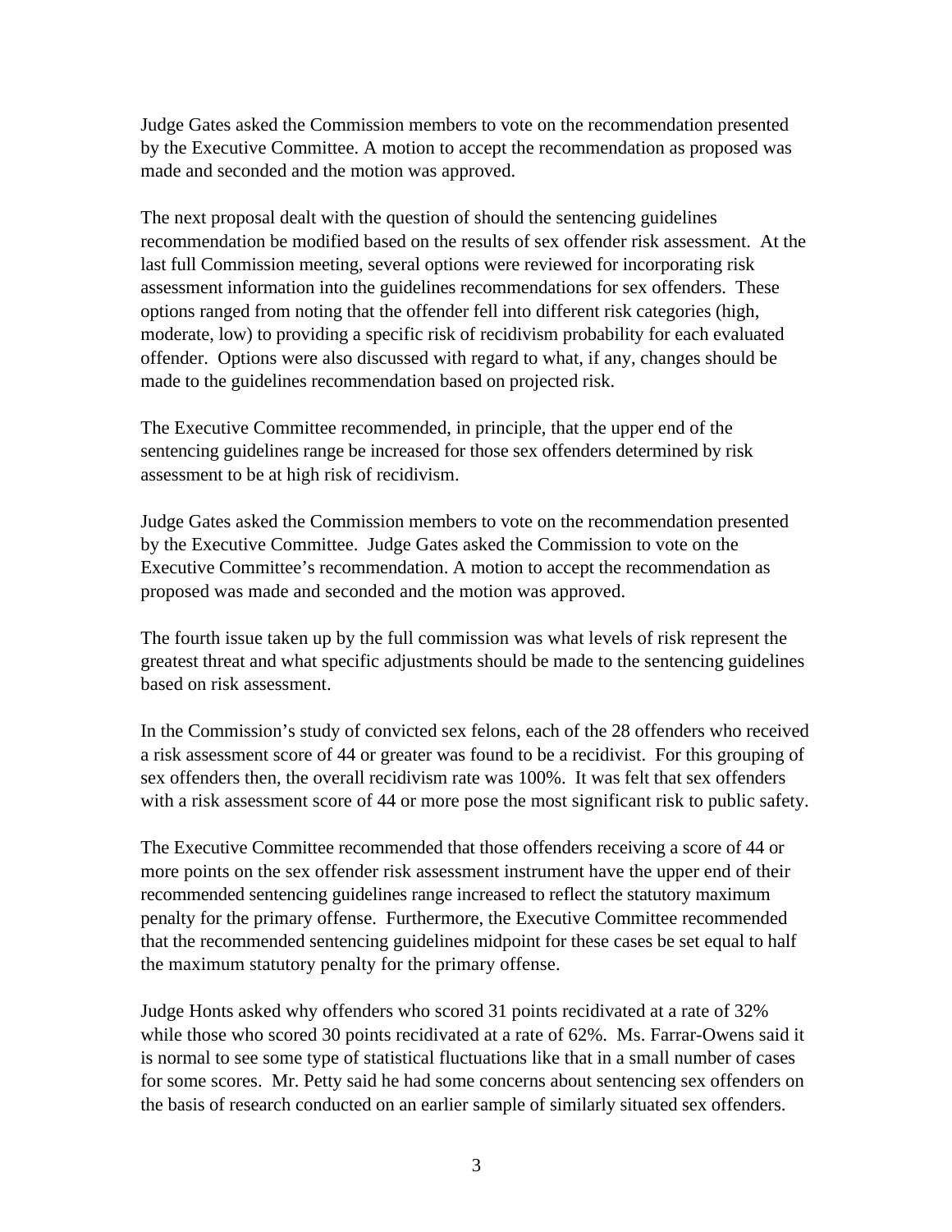Judge Gates asked the Commission members to vote on the recommendation presented by the Executive Committee. A motion to accept the recommendation as proposed was made and seconded and the motion was approved.

The next proposal dealt with the question of should the sentencing guidelines recommendation be modified based on the results of sex offender risk assessment. At the last full Commission meeting, several options were reviewed for incorporating risk assessment information into the guidelines recommendations for sex offenders. These options ranged from noting that the offender fell into different risk categories (high, moderate, low) to providing a specific risk of recidivism probability for each evaluated offender. Options were also discussed with regard to what, if any, changes should be made to the guidelines recommendation based on projected risk.

The Executive Committee recommended, in principle, that the upper end of the sentencing guidelines range be increased for those sex offenders determined by risk assessment to be at high risk of recidivism.

Judge Gates asked the Commission members to vote on the recommendation presented by the Executive Committee. Judge Gates asked the Commission to vote on the Executive Committee's recommendation. A motion to accept the recommendation as proposed was made and seconded and the motion was approved.

The fourth issue taken up by the full commission was what levels of risk represent the greatest threat and what specific adjustments should be made to the sentencing guidelines based on risk assessment.

In the Commission's study of convicted sex felons, each of the 28 offenders who received a risk assessment score of 44 or greater was found to be a recidivist. For this grouping of sex offenders then, the overall recidivism rate was 100%. It was felt that sex offenders with a risk assessment score of 44 or more pose the most significant risk to public safety.

The Executive Committee recommended that those offenders receiving a score of 44 or more points on the sex offender risk assessment instrument have the upper end of their recommended sentencing guidelines range increased to reflect the statutory maximum penalty for the primary offense. Furthermore, the Executive Committee recommended that the recommended sentencing guidelines midpoint for these cases be set equal to half the maximum statutory penalty for the primary offense.

Judge Honts asked why offenders who scored 31 points recidivated at a rate of 32% while those who scored 30 points recidivated at a rate of 62%. Ms. Farrar-Owens said it is normal to see some type of statistical fluctuations like that in a small number of cases for some scores. Mr. Petty said he had some concerns about sentencing sex offenders on the basis of research conducted on an earlier sample of similarly situated sex offenders.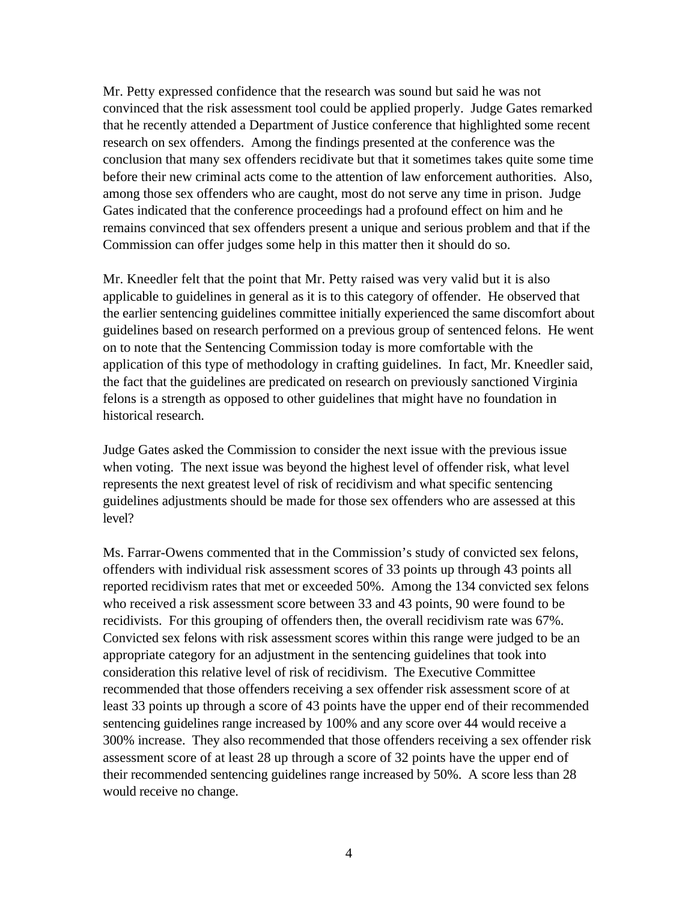Mr. Petty expressed confidence that the research was sound but said he was not convinced that the risk assessment tool could be applied properly. Judge Gates remarked that he recently attended a Department of Justice conference that highlighted some recent research on sex offenders. Among the findings presented at the conference was the conclusion that many sex offenders recidivate but that it sometimes takes quite some time before their new criminal acts come to the attention of law enforcement authorities. Also, among those sex offenders who are caught, most do not serve any time in prison. Judge Gates indicated that the conference proceedings had a profound effect on him and he remains convinced that sex offenders present a unique and serious problem and that if the Commission can offer judges some help in this matter then it should do so.

Mr. Kneedler felt that the point that Mr. Petty raised was very valid but it is also applicable to guidelines in general as it is to this category of offender. He observed that the earlier sentencing guidelines committee initially experienced the same discomfort about guidelines based on research performed on a previous group of sentenced felons. He went on to note that the Sentencing Commission today is more comfortable with the application of this type of methodology in crafting guidelines. In fact, Mr. Kneedler said, the fact that the guidelines are predicated on research on previously sanctioned Virginia felons is a strength as opposed to other guidelines that might have no foundation in historical research.

Judge Gates asked the Commission to consider the next issue with the previous issue when voting. The next issue was beyond the highest level of offender risk, what level represents the next greatest level of risk of recidivism and what specific sentencing guidelines adjustments should be made for those sex offenders who are assessed at this level?

Ms. Farrar-Owens commented that in the Commission's study of convicted sex felons, offenders with individual risk assessment scores of 33 points up through 43 points all reported recidivism rates that met or exceeded 50%. Among the 134 convicted sex felons who received a risk assessment score between 33 and 43 points, 90 were found to be recidivists. For this grouping of offenders then, the overall recidivism rate was 67%. Convicted sex felons with risk assessment scores within this range were judged to be an appropriate category for an adjustment in the sentencing guidelines that took into consideration this relative level of risk of recidivism. The Executive Committee recommended that those offenders receiving a sex offender risk assessment score of at least 33 points up through a score of 43 points have the upper end of their recommended sentencing guidelines range increased by 100% and any score over 44 would receive a 300% increase. They also recommended that those offenders receiving a sex offender risk assessment score of at least 28 up through a score of 32 points have the upper end of their recommended sentencing guidelines range increased by 50%. A score less than 28 would receive no change.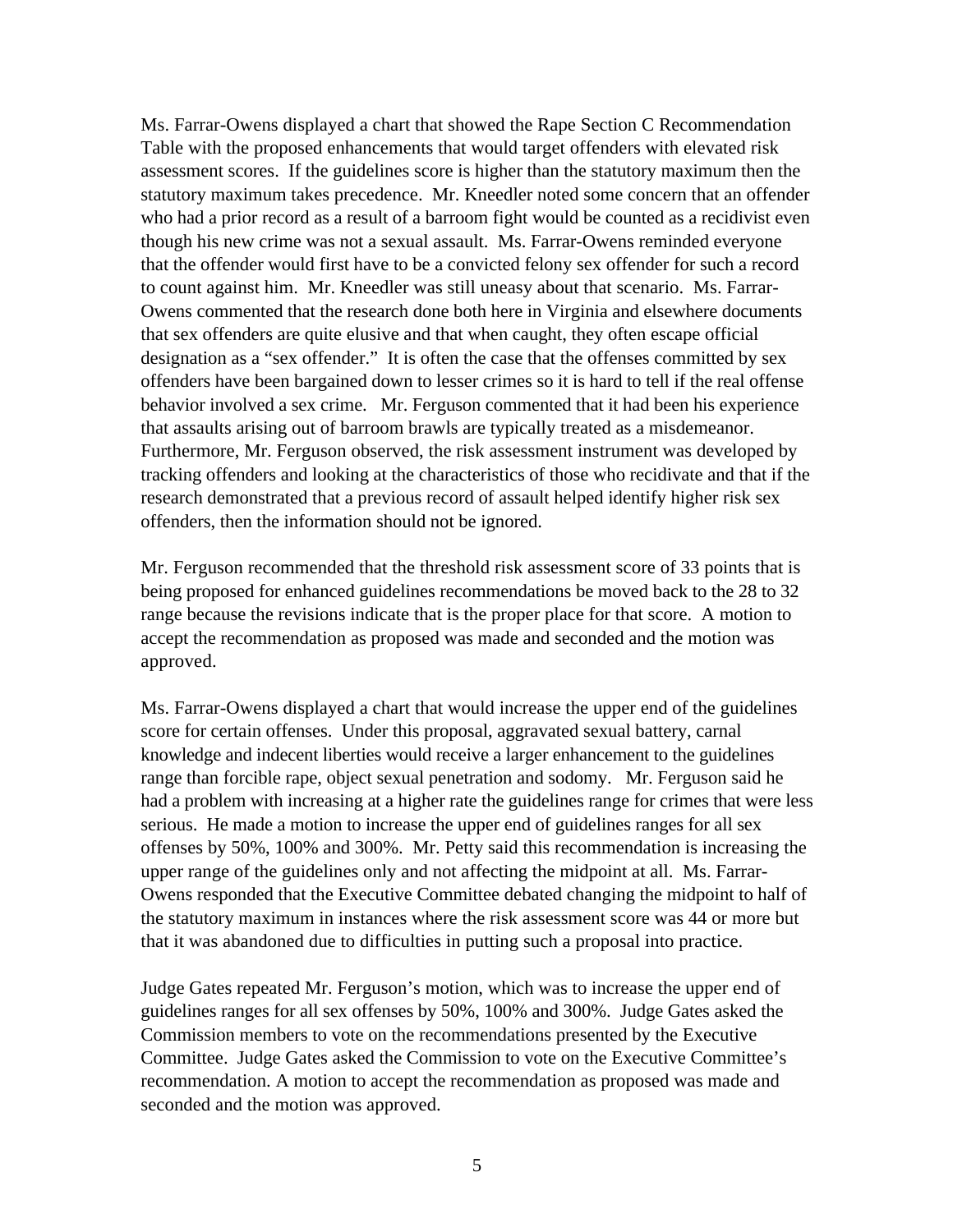Ms. Farrar-Owens displayed a chart that showed the Rape Section C Recommendation Table with the proposed enhancements that would target offenders with elevated risk assessment scores. If the guidelines score is higher than the statutory maximum then the statutory maximum takes precedence. Mr. Kneedler noted some concern that an offender who had a prior record as a result of a barroom fight would be counted as a recidivist even though his new crime was not a sexual assault. Ms. Farrar-Owens reminded everyone that the offender would first have to be a convicted felony sex offender for such a record to count against him. Mr. Kneedler was still uneasy about that scenario. Ms. Farrar-Owens commented that the research done both here in Virginia and elsewhere documents that sex offenders are quite elusive and that when caught, they often escape official designation as a "sex offender." It is often the case that the offenses committed by sex offenders have been bargained down to lesser crimes so it is hard to tell if the real offense behavior involved a sex crime. Mr. Ferguson commented that it had been his experience that assaults arising out of barroom brawls are typically treated as a misdemeanor. Furthermore, Mr. Ferguson observed, the risk assessment instrument was developed by tracking offenders and looking at the characteristics of those who recidivate and that if the research demonstrated that a previous record of assault helped identify higher risk sex offenders, then the information should not be ignored.

Mr. Ferguson recommended that the threshold risk assessment score of 33 points that is being proposed for enhanced guidelines recommendations be moved back to the 28 to 32 range because the revisions indicate that is the proper place for that score. A motion to accept the recommendation as proposed was made and seconded and the motion was approved.

Ms. Farrar-Owens displayed a chart that would increase the upper end of the guidelines score for certain offenses. Under this proposal, aggravated sexual battery, carnal knowledge and indecent liberties would receive a larger enhancement to the guidelines range than forcible rape, object sexual penetration and sodomy. Mr. Ferguson said he had a problem with increasing at a higher rate the guidelines range for crimes that were less serious. He made a motion to increase the upper end of guidelines ranges for all sex offenses by 50%, 100% and 300%. Mr. Petty said this recommendation is increasing the upper range of the guidelines only and not affecting the midpoint at all. Ms. Farrar-Owens responded that the Executive Committee debated changing the midpoint to half of the statutory maximum in instances where the risk assessment score was 44 or more but that it was abandoned due to difficulties in putting such a proposal into practice.

Judge Gates repeated Mr. Ferguson's motion, which was to increase the upper end of guidelines ranges for all sex offenses by 50%, 100% and 300%. Judge Gates asked the Commission members to vote on the recommendations presented by the Executive Committee. Judge Gates asked the Commission to vote on the Executive Committee's recommendation. A motion to accept the recommendation as proposed was made and seconded and the motion was approved.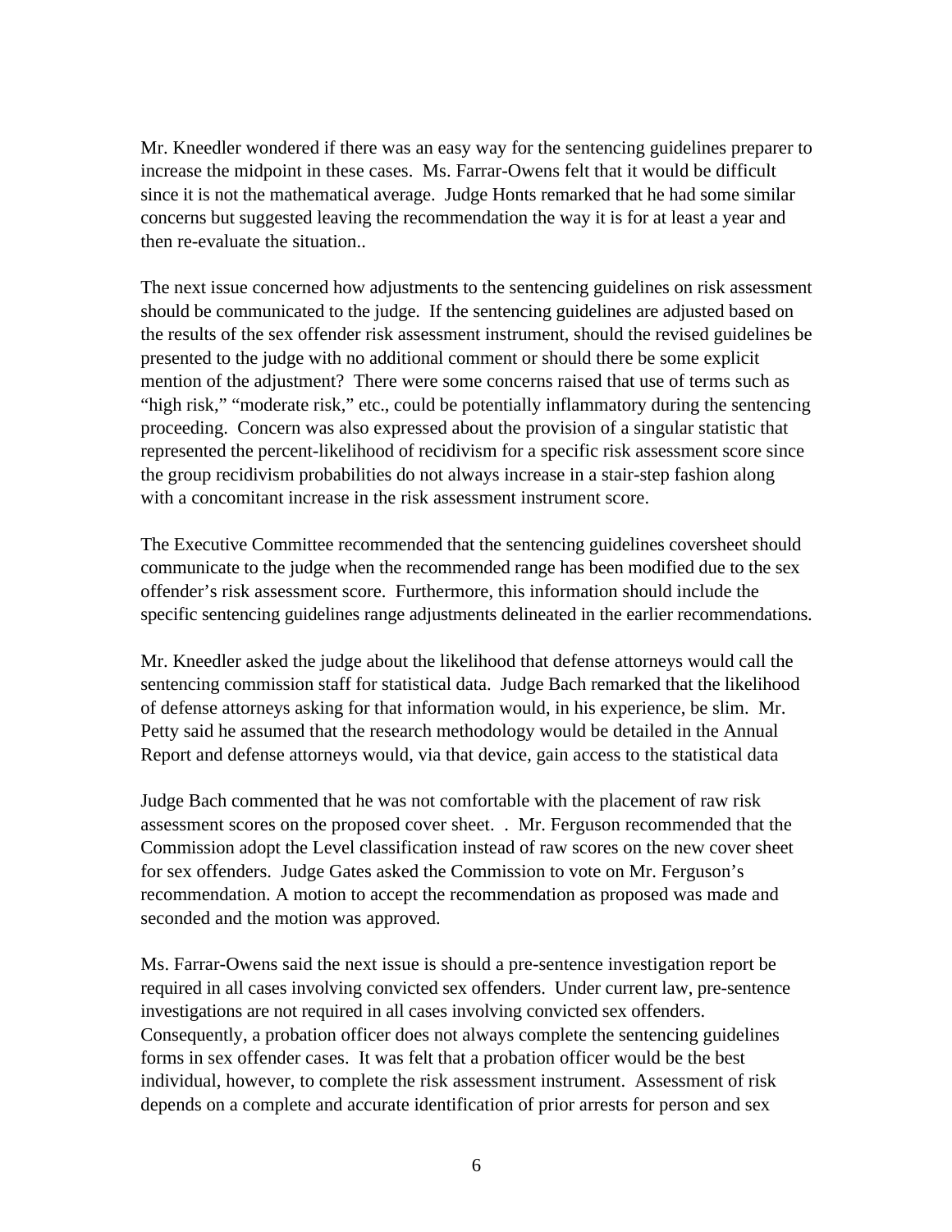Mr. Kneedler wondered if there was an easy way for the sentencing guidelines preparer to increase the midpoint in these cases. Ms. Farrar-Owens felt that it would be difficult since it is not the mathematical average. Judge Honts remarked that he had some similar concerns but suggested leaving the recommendation the way it is for at least a year and then re-evaluate the situation..

The next issue concerned how adjustments to the sentencing guidelines on risk assessment should be communicated to the judge. If the sentencing guidelines are adjusted based on the results of the sex offender risk assessment instrument, should the revised guidelines be presented to the judge with no additional comment or should there be some explicit mention of the adjustment? There were some concerns raised that use of terms such as "high risk," "moderate risk," etc., could be potentially inflammatory during the sentencing proceeding. Concern was also expressed about the provision of a singular statistic that represented the percent-likelihood of recidivism for a specific risk assessment score since the group recidivism probabilities do not always increase in a stair-step fashion along with a concomitant increase in the risk assessment instrument score.

The Executive Committee recommended that the sentencing guidelines coversheet should communicate to the judge when the recommended range has been modified due to the sex offender's risk assessment score. Furthermore, this information should include the specific sentencing guidelines range adjustments delineated in the earlier recommendations.

Mr. Kneedler asked the judge about the likelihood that defense attorneys would call the sentencing commission staff for statistical data. Judge Bach remarked that the likelihood of defense attorneys asking for that information would, in his experience, be slim. Mr. Petty said he assumed that the research methodology would be detailed in the Annual Report and defense attorneys would, via that device, gain access to the statistical data

Judge Bach commented that he was not comfortable with the placement of raw risk assessment scores on the proposed cover sheet. . Mr. Ferguson recommended that the Commission adopt the Level classification instead of raw scores on the new cover sheet for sex offenders. Judge Gates asked the Commission to vote on Mr. Ferguson's recommendation. A motion to accept the recommendation as proposed was made and seconded and the motion was approved.

Ms. Farrar-Owens said the next issue is should a pre-sentence investigation report be required in all cases involving convicted sex offenders. Under current law, pre-sentence investigations are not required in all cases involving convicted sex offenders. Consequently, a probation officer does not always complete the sentencing guidelines forms in sex offender cases. It was felt that a probation officer would be the best individual, however, to complete the risk assessment instrument. Assessment of risk depends on a complete and accurate identification of prior arrests for person and sex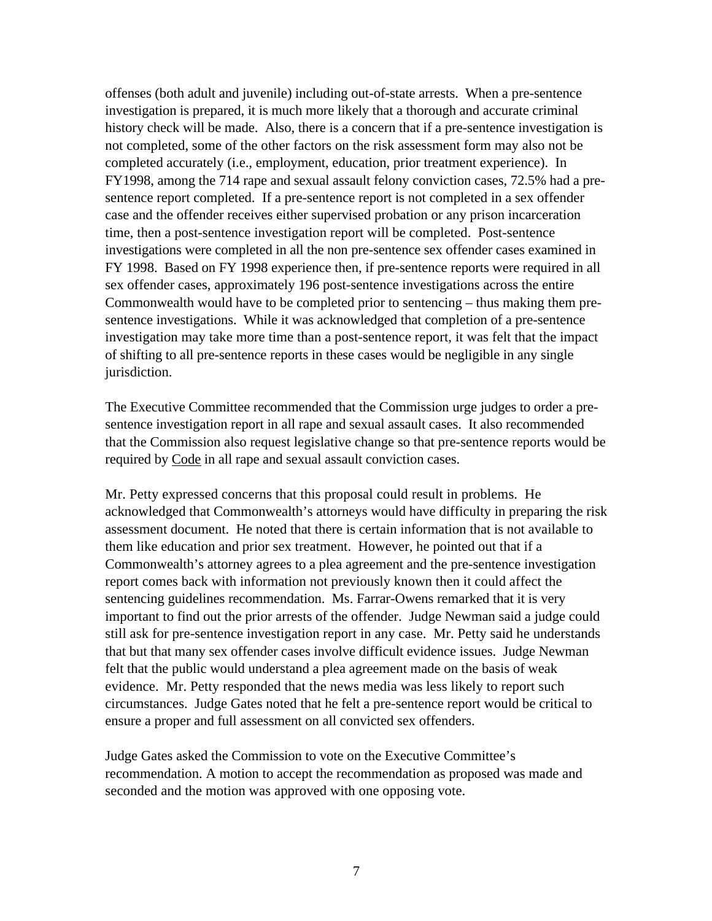offenses (both adult and juvenile) including out-of-state arrests. When a pre-sentence investigation is prepared, it is much more likely that a thorough and accurate criminal history check will be made. Also, there is a concern that if a pre-sentence investigation is not completed, some of the other factors on the risk assessment form may also not be completed accurately (i.e., employment, education, prior treatment experience). In FY1998, among the 714 rape and sexual assault felony conviction cases, 72.5% had a pre-sentence report completed. If a pre-sentence report is not completed in a sex offender case and the offender receives either supervised probation or any prison incarceration time, then a post-sentence investigation report will be completed. Post-sentence investigations were completed in all the non pre-sentence sex offender cases examined in FY 1998. Based on FY 1998 experience then, if pre-sentence reports were required in all sex offender cases, approximately 196 post-sentence investigations across the entire Commonwealth would have to be completed prior to sentencing – thus making them pre-sentence investigations. While it was acknowledged that completion of a pre-sentence investigation may take more time than a post-sentence report, it was felt that the impact of shifting to all pre-sentence reports in these cases would be negligible in any single jurisdiction.

The Executive Committee recommended that the Commission urge judges to order a pre-sentence investigation report in all rape and sexual assault cases. It also recommended that the Commission also request legislative change so that pre-sentence reports would be required by Code in all rape and sexual assault conviction cases.

Mr. Petty expressed concerns that this proposal could result in problems. He acknowledged that Commonwealth's attorneys would have difficulty in preparing the risk assessment document. He noted that there is certain information that is not available to them like education and prior sex treatment. However, he pointed out that if a Commonwealth's attorney agrees to a plea agreement and the pre-sentence investigation report comes back with information not previously known then it could affect the sentencing guidelines recommendation. Ms. Farrar-Owens remarked that it is very important to find out the prior arrests of the offender. Judge Newman said a judge could still ask for pre-sentence investigation report in any case. Mr. Petty said he understands that but that many sex offender cases involve difficult evidence issues. Judge Newman felt that the public would understand a plea agreement made on the basis of weak evidence. Mr. Petty responded that the news media was less likely to report such circumstances. Judge Gates noted that he felt a pre-sentence report would be critical to ensure a proper and full assessment on all convicted sex offenders.

Judge Gates asked the Commission to vote on the Executive Committee's recommendation. A motion to accept the recommendation as proposed was made and seconded and the motion was approved with one opposing vote.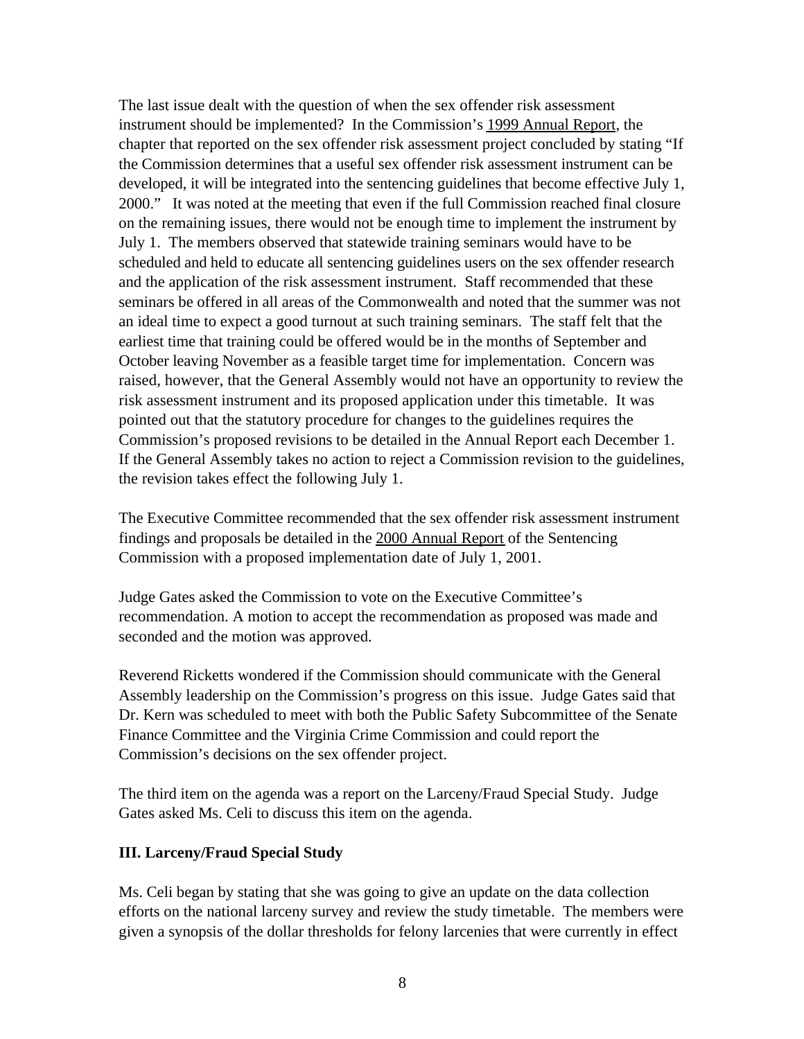The last issue dealt with the question of when the sex offender risk assessment instrument should be implemented? In the Commission's 1999 Annual Report, the chapter that reported on the sex offender risk assessment project concluded by stating "If the Commission determines that a useful sex offender risk assessment instrument can be developed, it will be integrated into the sentencing guidelines that become effective July 1, 2000." It was noted at the meeting that even if the full Commission reached final closure on the remaining issues, there would not be enough time to implement the instrument by July 1. The members observed that statewide training seminars would have to be scheduled and held to educate all sentencing guidelines users on the sex offender research and the application of the risk assessment instrument. Staff recommended that these seminars be offered in all areas of the Commonwealth and noted that the summer was not an ideal time to expect a good turnout at such training seminars. The staff felt that the earliest time that training could be offered would be in the months of September and October leaving November as a feasible target time for implementation. Concern was raised, however, that the General Assembly would not have an opportunity to review the risk assessment instrument and its proposed application under this timetable. It was pointed out that the statutory procedure for changes to the guidelines requires the Commission's proposed revisions to be detailed in the Annual Report each December 1. If the General Assembly takes no action to reject a Commission revision to the guidelines, the revision takes effect the following July 1.

The Executive Committee recommended that the sex offender risk assessment instrument findings and proposals be detailed in the 2000 Annual Report of the Sentencing Commission with a proposed implementation date of July 1, 2001.

Judge Gates asked the Commission to vote on the Executive Committee's recommendation. A motion to accept the recommendation as proposed was made and seconded and the motion was approved.

Reverend Ricketts wondered if the Commission should communicate with the General Assembly leadership on the Commission's progress on this issue. Judge Gates said that Dr. Kern was scheduled to meet with both the Public Safety Subcommittee of the Senate Finance Committee and the Virginia Crime Commission and could report the Commission's decisions on the sex offender project.

The third item on the agenda was a report on the Larceny/Fraud Special Study. Judge Gates asked Ms. Celi to discuss this item on the agenda.

**III. Larceny/Fraud Special Study**

Ms. Celi began by stating that she was going to give an update on the data collection efforts on the national larceny survey and review the study timetable. The members were given a synopsis of the dollar thresholds for felony larcenies that were currently in effect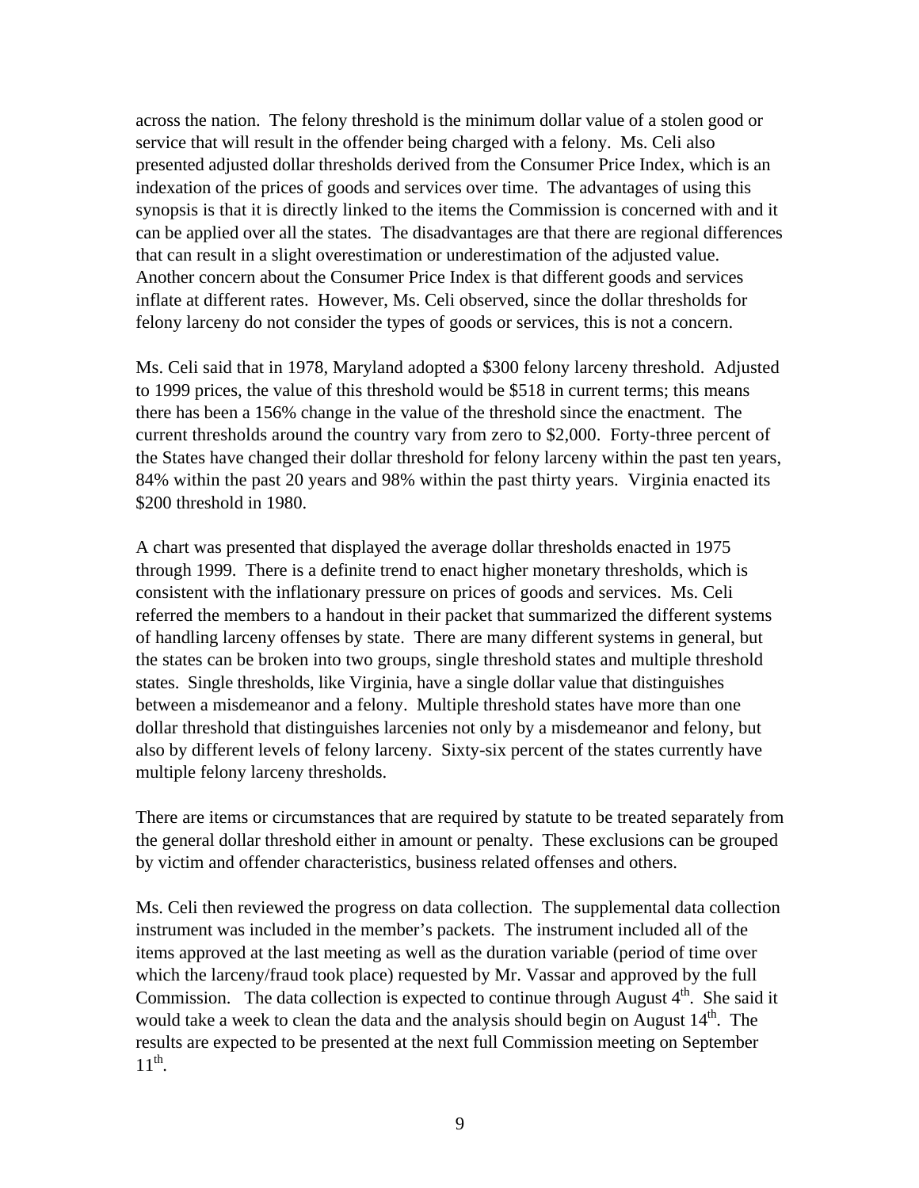across the nation. The felony threshold is the minimum dollar value of a stolen good or service that will result in the offender being charged with a felony. Ms. Celi also presented adjusted dollar thresholds derived from the Consumer Price Index, which is an indexation of the prices of goods and services over time. The advantages of using this synopsis is that it is directly linked to the items the Commission is concerned with and it can be applied over all the states. The disadvantages are that there are regional differences that can result in a slight overestimation or underestimation of the adjusted value. Another concern about the Consumer Price Index is that different goods and services inflate at different rates. However, Ms. Celi observed, since the dollar thresholds for felony larceny do not consider the types of goods or services, this is not a concern.

Ms. Celi said that in 1978, Maryland adopted a $300 felony larceny threshold. Adjusted to 1999 prices, the value of this threshold would be $518 in current terms; this means there has been a 156% change in the value of the threshold since the enactment. The current thresholds around the country vary from zero to $2,000. Forty-three percent of the States have changed their dollar threshold for felony larceny within the past ten years, 84% within the past 20 years and 98% within the past thirty years. Virginia enacted its $200 threshold in 1980.

A chart was presented that displayed the average dollar thresholds enacted in 1975 through 1999. There is a definite trend to enact higher monetary thresholds, which is consistent with the inflationary pressure on prices of goods and services. Ms. Celi referred the members to a handout in their packet that summarized the different systems of handling larceny offenses by state. There are many different systems in general, but the states can be broken into two groups, single threshold states and multiple threshold states. Single thresholds, like Virginia, have a single dollar value that distinguishes between a misdemeanor and a felony. Multiple threshold states have more than one dollar threshold that distinguishes larcenies not only by a misdemeanor and felony, but also by different levels of felony larceny. Sixty-six percent of the states currently have multiple felony larceny thresholds.

There are items or circumstances that are required by statute to be treated separately from the general dollar threshold either in amount or penalty. These exclusions can be grouped by victim and offender characteristics, business related offenses and others.

Ms. Celi then reviewed the progress on data collection. The supplemental data collection instrument was included in the member's packets. The instrument included all of the items approved at the last meeting as well as the duration variable (period of time over which the larceny/fraud took place) requested by Mr. Vassar and approved by the full Commission. The data collection is expected to continue through August 4th. She said it would take a week to clean the data and the analysis should begin on August 14th. The results are expected to be presented at the next full Commission meeting on September 11th.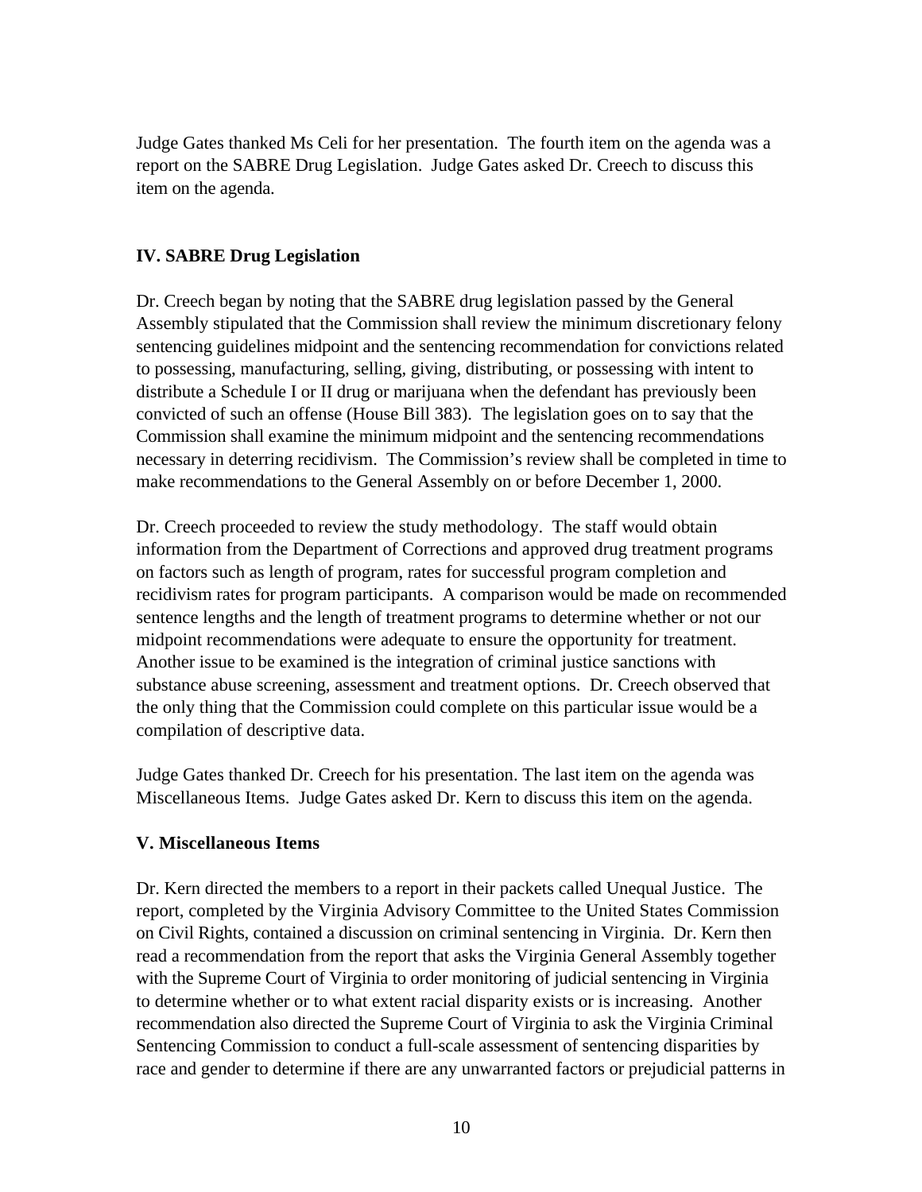Judge Gates thanked Ms Celi for her presentation. The fourth item on the agenda was a report on the SABRE Drug Legislation. Judge Gates asked Dr. Creech to discuss this item on the agenda.

## IV. SABRE Drug Legislation

Dr. Creech began by noting that the SABRE drug legislation passed by the General Assembly stipulated that the Commission shall review the minimum discretionary felony sentencing guidelines midpoint and the sentencing recommendation for convictions related to possessing, manufacturing, selling, giving, distributing, or possessing with intent to distribute a Schedule I or II drug or marijuana when the defendant has previously been convicted of such an offense (House Bill 383). The legislation goes on to say that the Commission shall examine the minimum midpoint and the sentencing recommendations necessary in deterring recidivism. The Commission's review shall be completed in time to make recommendations to the General Assembly on or before December 1, 2000.

Dr. Creech proceeded to review the study methodology. The staff would obtain information from the Department of Corrections and approved drug treatment programs on factors such as length of program, rates for successful program completion and recidivism rates for program participants. A comparison would be made on recommended sentence lengths and the length of treatment programs to determine whether or not our midpoint recommendations were adequate to ensure the opportunity for treatment. Another issue to be examined is the integration of criminal justice sanctions with substance abuse screening, assessment and treatment options. Dr. Creech observed that the only thing that the Commission could complete on this particular issue would be a compilation of descriptive data.

Judge Gates thanked Dr. Creech for his presentation. The last item on the agenda was Miscellaneous Items. Judge Gates asked Dr. Kern to discuss this item on the agenda.

## V. Miscellaneous Items

Dr. Kern directed the members to a report in their packets called Unequal Justice. The report, completed by the Virginia Advisory Committee to the United States Commission on Civil Rights, contained a discussion on criminal sentencing in Virginia. Dr. Kern then read a recommendation from the report that asks the Virginia General Assembly together with the Supreme Court of Virginia to order monitoring of judicial sentencing in Virginia to determine whether or to what extent racial disparity exists or is increasing. Another recommendation also directed the Supreme Court of Virginia to ask the Virginia Criminal Sentencing Commission to conduct a full-scale assessment of sentencing disparities by race and gender to determine if there are any unwarranted factors or prejudicial patterns in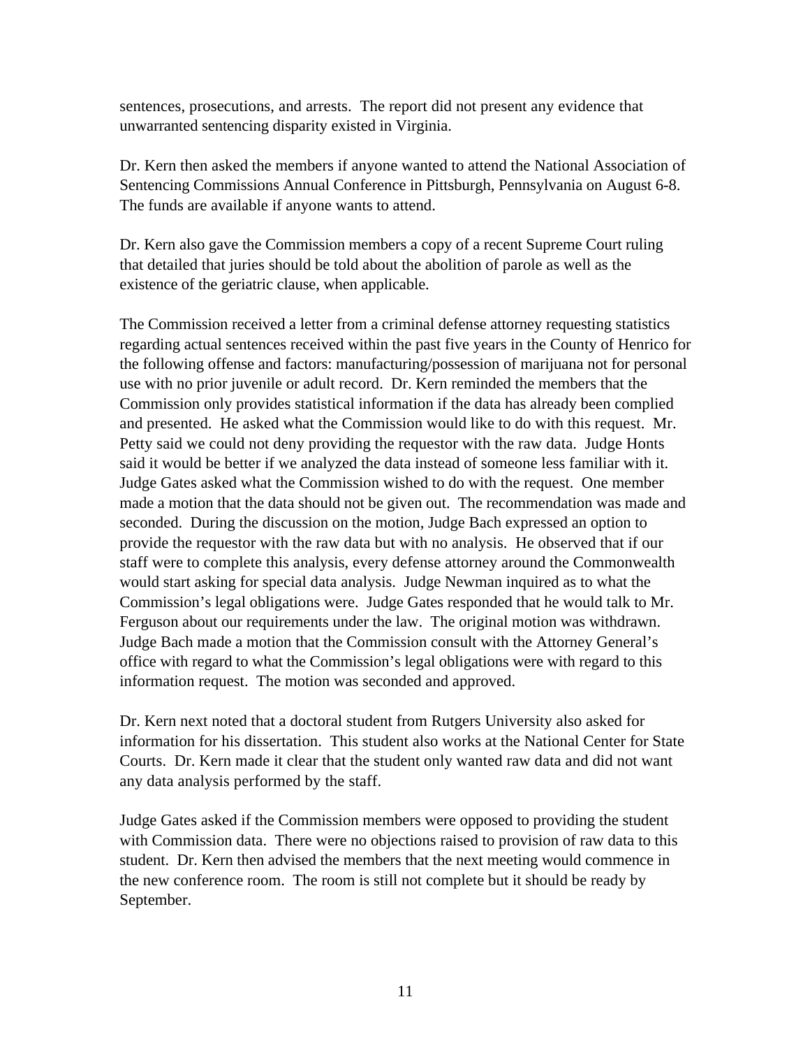sentences, prosecutions, and arrests. The report did not present any evidence that unwarranted sentencing disparity existed in Virginia.

Dr. Kern then asked the members if anyone wanted to attend the National Association of Sentencing Commissions Annual Conference in Pittsburgh, Pennsylvania on August 6-8. The funds are available if anyone wants to attend.

Dr. Kern also gave the Commission members a copy of a recent Supreme Court ruling that detailed that juries should be told about the abolition of parole as well as the existence of the geriatric clause, when applicable.

The Commission received a letter from a criminal defense attorney requesting statistics regarding actual sentences received within the past five years in the County of Henrico for the following offense and factors: manufacturing/possession of marijuana not for personal use with no prior juvenile or adult record. Dr. Kern reminded the members that the Commission only provides statistical information if the data has already been complied and presented. He asked what the Commission would like to do with this request. Mr. Petty said we could not deny providing the requestor with the raw data. Judge Honts said it would be better if we analyzed the data instead of someone less familiar with it. Judge Gates asked what the Commission wished to do with the request. One member made a motion that the data should not be given out. The recommendation was made and seconded. During the discussion on the motion, Judge Bach expressed an option to provide the requestor with the raw data but with no analysis. He observed that if our staff were to complete this analysis, every defense attorney around the Commonwealth would start asking for special data analysis. Judge Newman inquired as to what the Commission's legal obligations were. Judge Gates responded that he would talk to Mr. Ferguson about our requirements under the law. The original motion was withdrawn. Judge Bach made a motion that the Commission consult with the Attorney General's office with regard to what the Commission's legal obligations were with regard to this information request. The motion was seconded and approved.

Dr. Kern next noted that a doctoral student from Rutgers University also asked for information for his dissertation. This student also works at the National Center for State Courts. Dr. Kern made it clear that the student only wanted raw data and did not want any data analysis performed by the staff.

Judge Gates asked if the Commission members were opposed to providing the student with Commission data. There were no objections raised to provision of raw data to this student. Dr. Kern then advised the members that the next meeting would commence in the new conference room. The room is still not complete but it should be ready by September.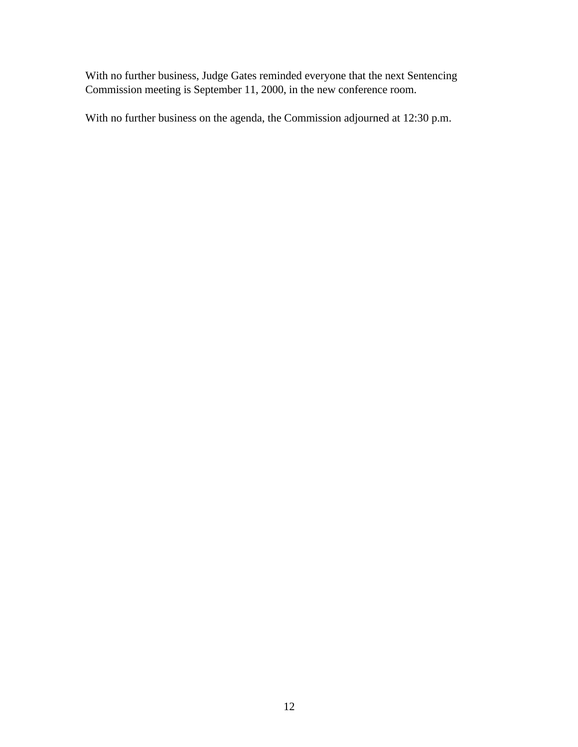With no further business, Judge Gates reminded everyone that the next Sentencing Commission meeting is September 11, 2000, in the new conference room.

With no further business on the agenda, the Commission adjourned at 12:30 p.m.